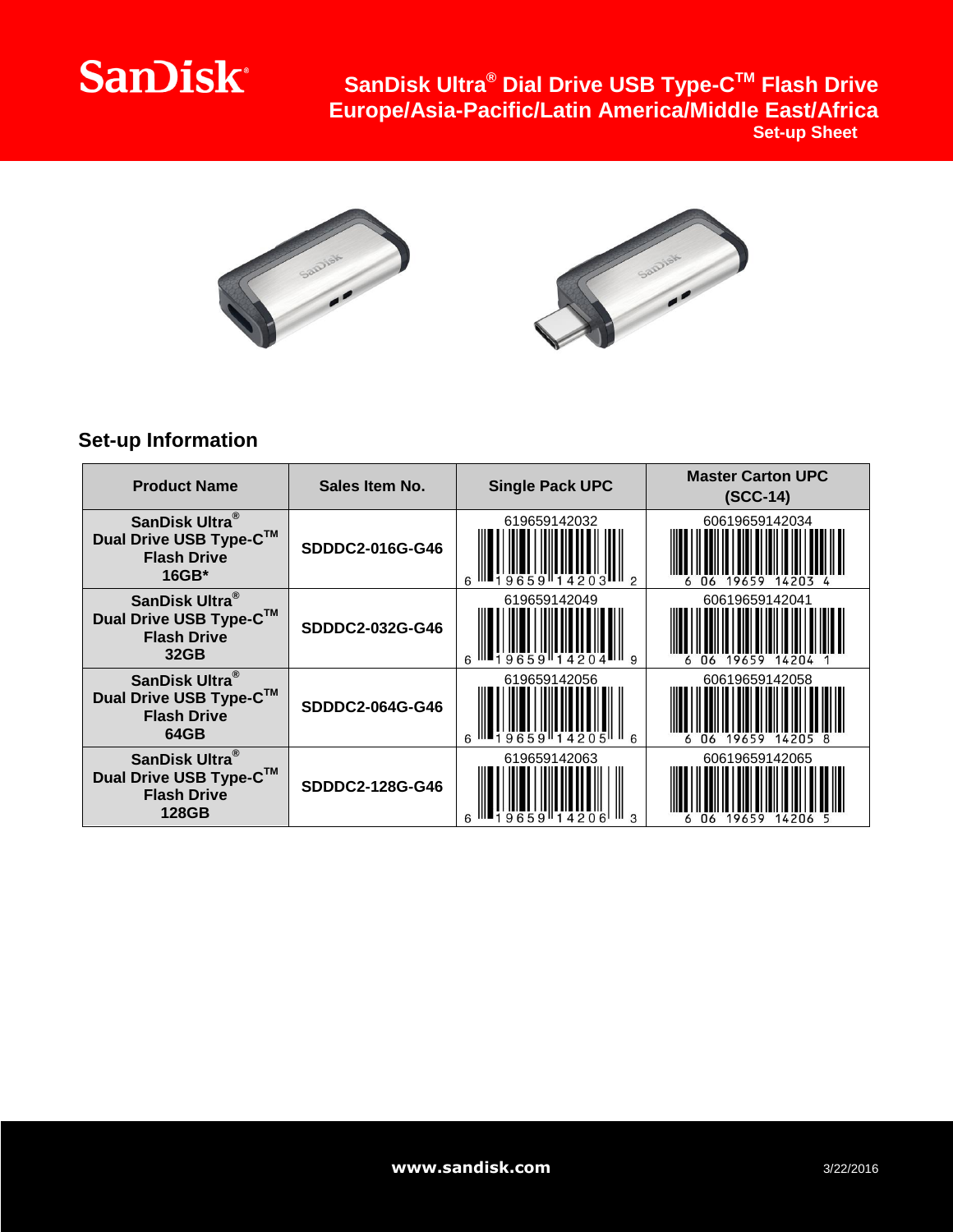# SanDisk Ultra® Dial Drive USB Type-C™ Flash Drive
## Europe/Asia-Pacific/Latin America/Middle East/Africa
### Set-up Sheet

## Set-up Information

| Product Name | Sales Item No. | Single Pack UPC | Master Carton UPC (SCC-14) |
| --- | --- | --- | --- |
| SanDisk Ultra® Dual Drive USB Type-C™ Flash Drive 16GB* | SDDDC2-016G-G46 | 619659142032 | 60619659142034 |
| SanDisk Ultra® Dual Drive USB Type-C™ Flash Drive 32GB | SDDDC2-032G-G46 | 619659142049 | 60619659142041 |
| SanDisk Ultra® Dual Drive USB Type-C™ Flash Drive 64GB | SDDDC2-064G-G46 | 619659142056 | 60619659142058 |
| SanDisk Ultra® Dual Drive USB Type-C™ Flash Drive 128GB | SDDDC2-128G-G46 | 619659142063 | 60619659142065 |

www.sandisk.com

3/22/2016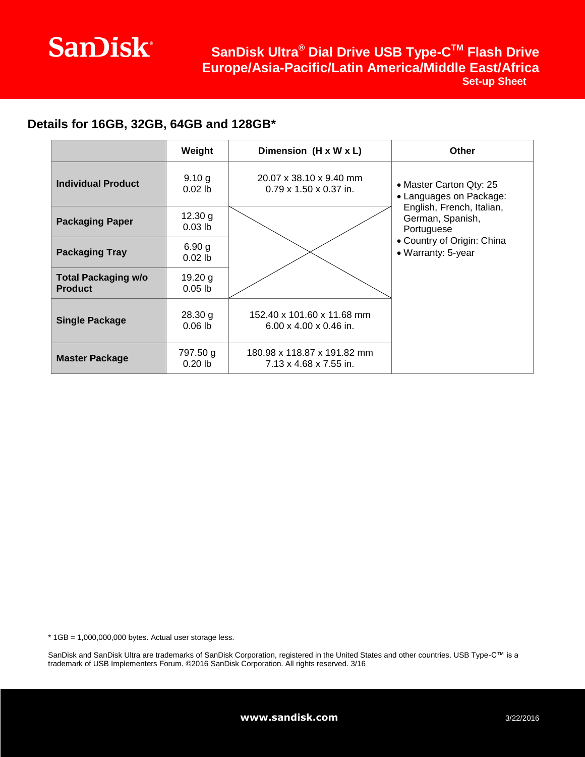SanDisk Ultra® Dial Drive USB Type-C™ Flash Drive
Europe/Asia-Pacific/Latin America/Middle East/Africa
Set-up Sheet

## Details for 16GB, 32GB, 64GB and 128GB*

| | Weight | Dimension (H x W x L) | Other |
|---|---|---|---|
| **Individual Product** | 9.10 g<br>0.02 lb | 20.07 x 38.10 x 9.40 mm<br>0.79 x 1.50 x 0.37 in. | • Master Carton Qty: 25<br>• Languages on Package: English, French, Italian, German, Spanish, Portuguese<br>• Country of Origin: China<br>• Warranty: 5-year |
| **Packaging Paper** | 12.30 g<br>0.03 lb | | |
| **Packaging Tray** | 6.90 g<br>0.02 lb | | |
| **Total Packaging w/o Product** | 19.20 g<br>0.05 lb | | |
| **Single Package** | 28.30 g<br>0.06 lb | 152.40 x 101.60 x 11.68 mm<br>6.00 x 4.00 x 0.46 in. | |
| **Master Package** | 797.50 g<br>0.20 lb | 180.98 x 118.87 x 191.82 mm<br>7.13 x 4.68 x 7.55 in. | |

* 1GB = 1,000,000,000 bytes. Actual user storage less.

SanDisk and SanDisk Ultra are trademarks of SanDisk Corporation, registered in the United States and other countries. USB Type-C™ is a trademark of USB Implementers Forum. ©2016 SanDisk Corporation. All rights reserved. 3/16

www.sandisk.com

3/22/2016